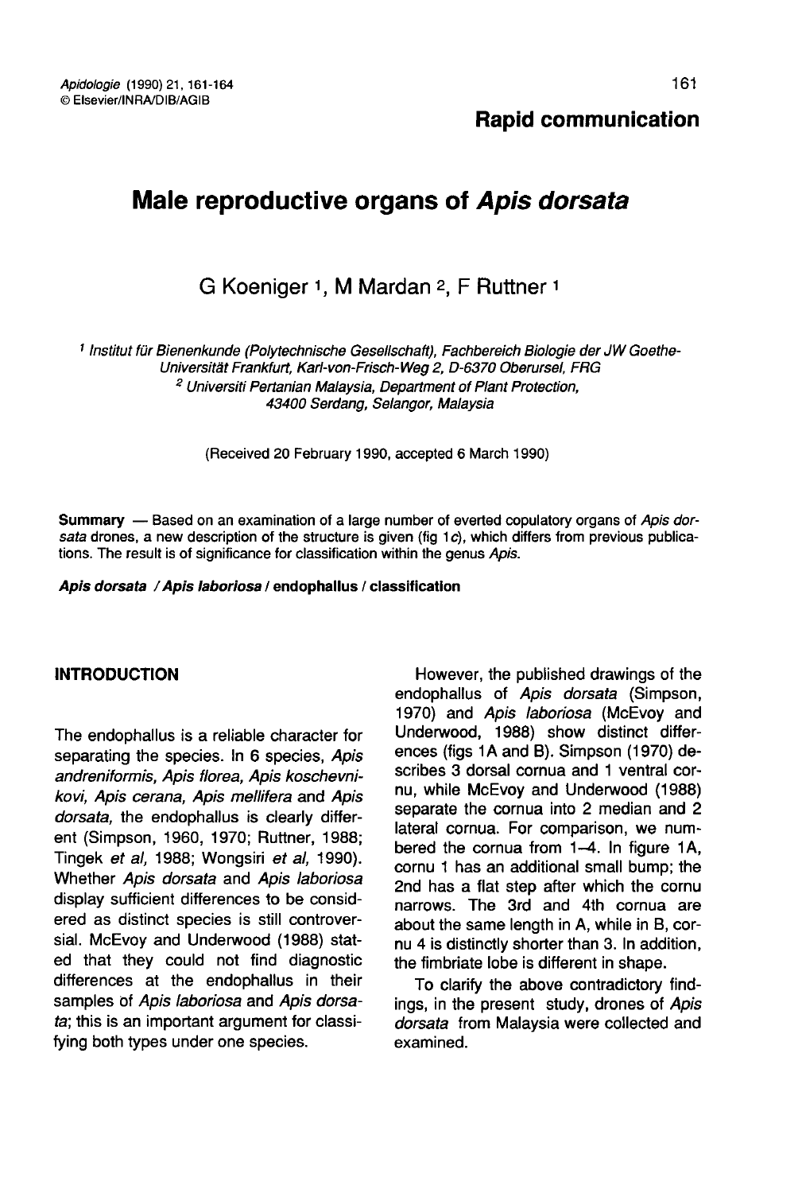**Rapid communication**

# Male reproductive organs of *Apis dorsata*

G Koeniger [1], M Mardan [2], F Ruttner [1]

[1] *Institut für Bienenkunde (Polytechnische Gesellschaft), Fachbereich Biologie der JW Goethe-Universität Frankfurt, Karl-von-Frisch-Weg 2, D-6370 Oberursel, FRG*
[2] *Universiti Pertanian Malaysia, Department of Plant Protection, 43400 Serdang, Selangor, Malaysia*

(Received 20 February 1990, accepted 6 March 1990)

**Summary** — Based on an examination of a large number of everted copulatory organs of *Apis dorsata* drones, a new description of the structure is given (fig 1*c*), which differs from previous publications. The result is of significance for classification within the genus *Apis*.

***Apis dorsata* / *Apis laboriosa* / endophallus / classification**

## INTRODUCTION

The endophallus is a reliable character for separating the species. In 6 species, *Apis andreniformis, Apis florea, Apis koschevnikovi, Apis cerana, Apis mellifera* and *Apis dorsata,* the endophallus is clearly different (Simpson, 1960, 1970; Ruttner, 1988; Tingek *et al*, 1988; Wongsiri *et al*, 1990). Whether *Apis dorsata* and *Apis laboriosa* display sufficient differences to be considered as distinct species is still controversial. McEvoy and Underwood (1988) stated that they could not find diagnostic differences at the endophallus in their samples of *Apis laboriosa* and *Apis dorsata*; this is an important argument for classifying both types under one species.

However, the published drawings of the endophallus of *Apis dorsata* (Simpson, 1970) and *Apis laboriosa* (McEvoy and Underwood, 1988) show distinct differences (figs 1A and B). Simpson (1970) describes 3 dorsal cornua and 1 ventral cornu, while McEvoy and Underwood (1988) separate the cornua into 2 median and 2 lateral cornua. For comparison, we numbered the cornua from 1–4. In figure 1A, cornu 1 has an additional small bump; the 2nd has a flat step after which the cornu narrows. The 3rd and 4th cornua are about the same length in A, while in B, cornu 4 is distinctly shorter than 3. In addition, the fimbriate lobe is different in shape.

To clarify the above contradictory findings, in the present study, drones of *Apis dorsata* from Malaysia were collected and examined.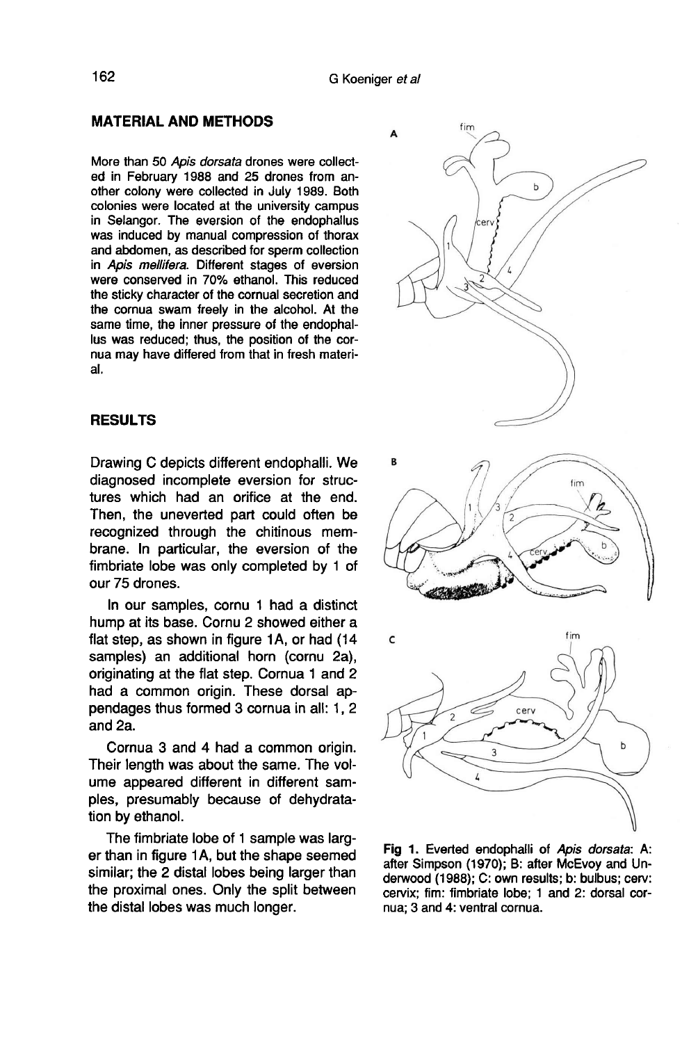## MATERIAL AND METHODS

More than 50 *Apis dorsata* drones were collected in February 1988 and 25 drones from another colony were collected in July 1989. Both colonies were located at the university campus in Selangor. The eversion of the endophallus was induced by manual compression of thorax and abdomen, as described for sperm collection in *Apis mellifera*. Different stages of eversion were conserved in 70% ethanol. This reduced the sticky character of the cornual secretion and the cornua swam freely in the alcohol. At the same time, the inner pressure of the endophallus was reduced; thus, the position of the cornua may have differed from that in fresh material.

## RESULTS

Drawing C depicts different endophalli. We diagnosed incomplete eversion for structures which had an orifice at the end. Then, the uneverted part could often be recognized through the chitinous membrane. In particular, the eversion of the fimbriate lobe was only completed by 1 of our 75 drones.

In our samples, cornu 1 had a distinct hump at its base. Cornu 2 showed either a flat step, as shown in figure 1A, or had (14 samples) an additional horn (cornu 2a), originating at the flat step. Cornua 1 and 2 had a common origin. These dorsal appendages thus formed 3 cornua in all: 1, 2 and 2a.

Cornua 3 and 4 had a common origin. Their length was about the same. The volume appeared different in different samples, presumably because of dehydratation by ethanol.

The fimbriate lobe of 1 sample was larger than in figure 1A, but the shape seemed similar; the 2 distal lobes being larger than the proximal ones. Only the split between the distal lobes was much longer.

**Fig 1.** Everted endophalli of *Apis dorsata*: A: after Simpson (1970); B: after McEvoy and Underwood (1988); C: own results; b: bulbus; cerv: cervix; fim: fimbriate lobe; 1 and 2: dorsal cornua; 3 and 4: ventral cornua.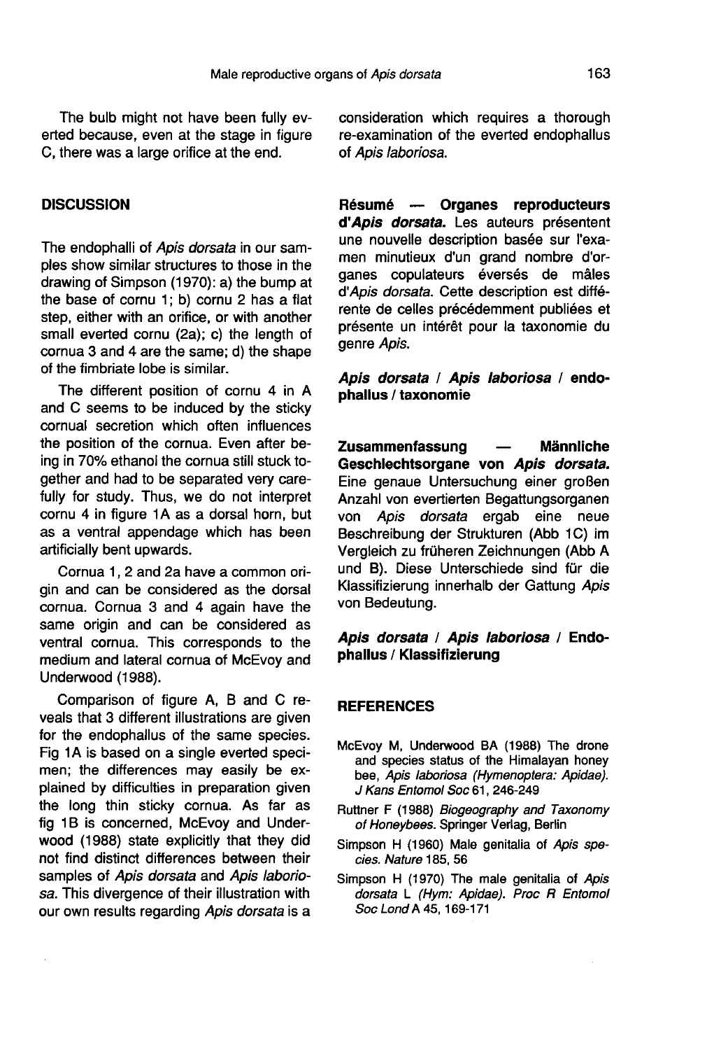The bulb might not have been fully everted because, even at the stage in figure C, there was a large orifice at the end.

## DISCUSSION

The endophalli of *Apis dorsata* in our samples show similar structures to those in the drawing of Simpson (1970): a) the bump at the base of cornu 1; b) cornu 2 has a flat step, either with an orifice, or with another small everted cornu (2a); c) the length of cornua 3 and 4 are the same; d) the shape of the fimbriate lobe is similar.

The different position of cornu 4 in A and C seems to be induced by the sticky cornual secretion which often influences the position of the cornua. Even after being in 70% ethanol the cornua still stuck together and had to be separated very carefully for study. Thus, we do not interpret cornu 4 in figure 1A as a dorsal horn, but as a ventral appendage which has been artificially bent upwards.

Cornua 1, 2 and 2a have a common origin and can be considered as the dorsal cornua. Cornua 3 and 4 again have the same origin and can be considered as ventral cornua. This corresponds to the medium and lateral cornua of McEvoy and Underwood (1988).

Comparison of figure A, B and C reveals that 3 different illustrations are given for the endophallus of the same species. Fig 1A is based on a single everted specimen; the differences may easily be explained by difficulties in preparation given the long thin sticky cornua. As far as fig 1B is concerned, McEvoy and Underwood (1988) state explicitly that they did not find distinct differences between their samples of *Apis dorsata* and *Apis laboriosa*. This divergence of their illustration with our own results regarding *Apis dorsata* is a consideration which requires a thorough re-examination of the everted endophallus of *Apis laboriosa*.

**Résumé — Organes reproducteurs d'*Apis dorsata*.** Les auteurs présentent une nouvelle description basée sur l'examen minutieux d'un grand nombre d'organes copulateurs éversés de mâles d'*Apis dorsata*. Cette description est différente de celles précédemment publiées et présente un intérêt pour la taxonomie du genre *Apis*.

***Apis dorsata* / *Apis laboriosa* / endophallus / taxonomie**

**Zusammenfassung — Männliche Geschlechtsorgane von *Apis dorsata*.** Eine genaue Untersuchung einer großen Anzahl von evertierten Begattungsorganen von *Apis dorsata* ergab eine neue Beschreibung der Strukturen (Abb 1C) im Vergleich zu früheren Zeichnungen (Abb A und B). Diese Unterschiede sind für die Klassifizierung innerhalb der Gattung *Apis* von Bedeutung.

***Apis dorsata* / *Apis laboriosa* / Endophallus / Klassifizierung**

## REFERENCES

McEvoy M, Underwood BA (1988) The drone and species status of the Himalayan honey bee, *Apis laboriosa (Hymenoptera: Apidae)*. *J Kans Entomol Soc* 61, 246-249

Ruttner F (1988) *Biogeography and Taxonomy of Honeybees*. Springer Verlag, Berlin

Simpson H (1960) Male genitalia of *Apis species*. *Nature* 185, 56

Simpson H (1970) The male genitalia of *Apis dorsata* L *(Hym: Apidae)*. *Proc R Entomol Soc Lond* A 45, 169-171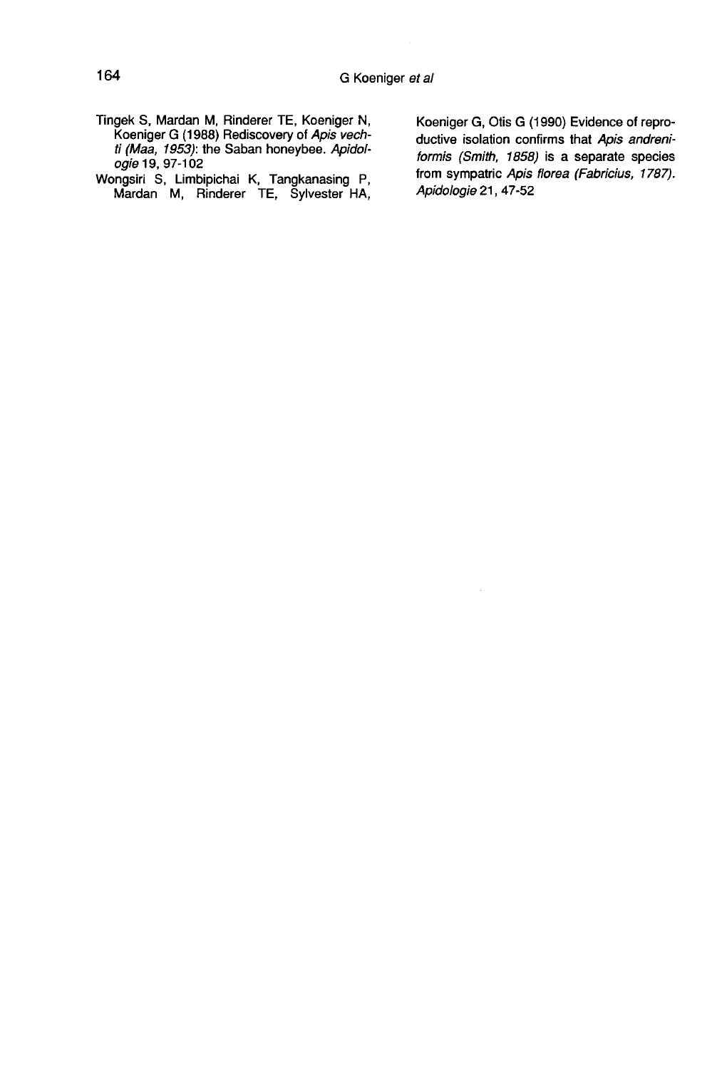Tingek S, Mardan M, Rinderer TE, Koeniger N, Koeniger G (1988) Rediscovery of *Apis vechti (Maa, 1953)*: the Saban honeybee. *Apidologie* 19, 97-102

Wongsiri S, Limbipichai K, Tangkanasing P, Mardan M, Rinderer TE, Sylvester HA, Koeniger G, Otis G (1990) Evidence of reproductive isolation confirms that *Apis andreniformis (Smith, 1858)* is a separate species from sympatric *Apis florea (Fabricius, 1787)*. *Apidologie* 21, 47-52